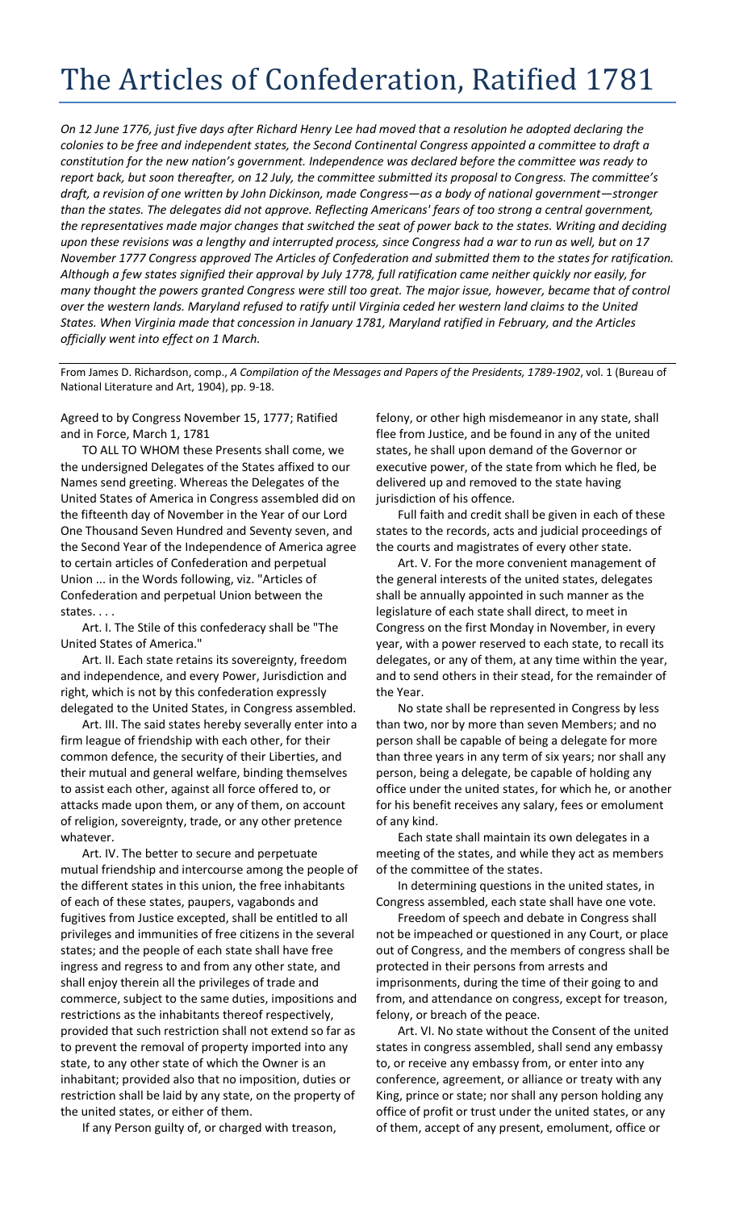# The Articles of Confederation, Ratified 1781

*On 12 June 1776, just five days after Richard Henry Lee had moved that a resolution he adopted declaring the colonies to be free and independent states, the Second Continental Congress appointed a committee to draft a constitution for the new nation's government. Independence was declared before the committee was ready to report back, but soon thereafter, on 12 July, the committee submitted its proposal to Congress. The committee's draft, a revision of one written by John Dickinson, made Congress—as a body of national government—stronger than the states. The delegates did not approve. Reflecting Americans' fears of too strong a central government, the representatives made major changes that switched the seat of power back to the states. Writing and deciding upon these revisions was a lengthy and interrupted process, since Congress had a war to run as well, but on 17 November 1777 Congress approved The Articles of Confederation and submitted them to the states for ratification. Although a few states signified their approval by July 1778, full ratification came neither quickly nor easily, for many thought the powers granted Congress were still too great. The major issue, however, became that of control over the western lands. Maryland refused to ratify until Virginia ceded her western land claims to the United States. When Virginia made that concession in January 1781, Maryland ratified in February, and the Articles officially went into effect on 1 March.*

From James D. Richardson, comp., *A Compilation of the Messages and Papers of the Presidents, 1789-1902*, vol. 1 (Bureau of National Literature and Art, 1904), pp. 9-18.

Agreed to by Congress November 15, 1777; Ratified and in Force, March 1, 1781

TO ALL TO WHOM these Presents shall come, we the undersigned Delegates of the States affixed to our Names send greeting. Whereas the Delegates of the United States of America in Congress assembled did on the fifteenth day of November in the Year of our Lord One Thousand Seven Hundred and Seventy seven, and the Second Year of the Independence of America agree to certain articles of Confederation and perpetual Union ... in the Words following, viz. "Articles of Confederation and perpetual Union between the states. . . .

Art. I. The Stile of this confederacy shall be "The United States of America."

Art. II. Each state retains its sovereignty, freedom and independence, and every Power, Jurisdiction and right, which is not by this confederation expressly delegated to the United States, in Congress assembled.

Art. III. The said states hereby severally enter into a firm league of friendship with each other, for their common defence, the security of their Liberties, and their mutual and general welfare, binding themselves to assist each other, against all force offered to, or attacks made upon them, or any of them, on account of religion, sovereignty, trade, or any other pretence whatever.

Art. IV. The better to secure and perpetuate mutual friendship and intercourse among the people of the different states in this union, the free inhabitants of each of these states, paupers, vagabonds and fugitives from Justice excepted, shall be entitled to all privileges and immunities of free citizens in the several states; and the people of each state shall have free ingress and regress to and from any other state, and shall enjoy therein all the privileges of trade and commerce, subject to the same duties, impositions and restrictions as the inhabitants thereof respectively, provided that such restriction shall not extend so far as to prevent the removal of property imported into any state, to any other state of which the Owner is an inhabitant; provided also that no imposition, duties or restriction shall be laid by any state, on the property of the united states, or either of them.

If any Person guilty of, or charged with treason, felony, or other high misdemeanor in any state, shall flee from Justice, and be found in any of the united states, he shall upon demand of the Governor or executive power, of the state from which he fled, be delivered up and removed to the state having jurisdiction of his offence.

Full faith and credit shall be given in each of these states to the records, acts and judicial proceedings of the courts and magistrates of every other state.

Art. V. For the more convenient management of the general interests of the united states, delegates shall be annually appointed in such manner as the legislature of each state shall direct, to meet in Congress on the first Monday in November, in every year, with a power reserved to each state, to recall its delegates, or any of them, at any time within the year, and to send others in their stead, for the remainder of the Year.

No state shall be represented in Congress by less than two, nor by more than seven Members; and no person shall be capable of being a delegate for more than three years in any term of six years; nor shall any person, being a delegate, be capable of holding any office under the united states, for which he, or another for his benefit receives any salary, fees or emolument of any kind.

Each state shall maintain its own delegates in a meeting of the states, and while they act as members of the committee of the states.

In determining questions in the united states, in Congress assembled, each state shall have one vote.

Freedom of speech and debate in Congress shall not be impeached or questioned in any Court, or place out of Congress, and the members of congress shall be protected in their persons from arrests and imprisonments, during the time of their going to and from, and attendance on congress, except for treason, felony, or breach of the peace.

Art. VI. No state without the Consent of the united states in congress assembled, shall send any embassy to, or receive any embassy from, or enter into any conference, agreement, or alliance or treaty with any King, prince or state; nor shall any person holding any office of profit or trust under the united states, or any of them, accept of any present, emolument, office or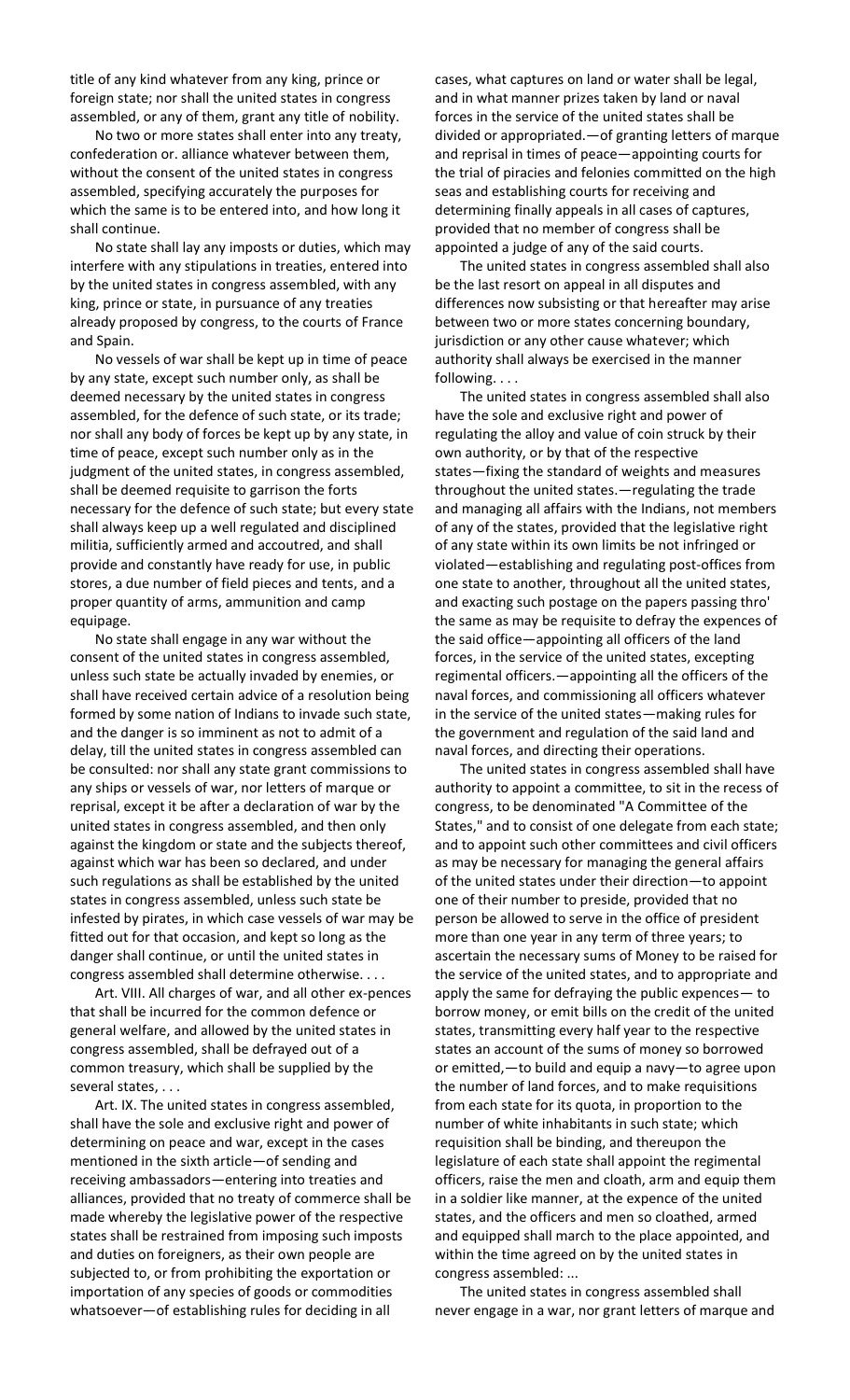title of any kind whatever from any king, prince or foreign state; nor shall the united states in congress assembled, or any of them, grant any title of nobility.

No two or more states shall enter into any treaty, confederation or. alliance whatever between them, without the consent of the united states in congress assembled, specifying accurately the purposes for which the same is to be entered into, and how long it shall continue.

No state shall lay any imposts or duties, which may interfere with any stipulations in treaties, entered into by the united states in congress assembled, with any king, prince or state, in pursuance of any treaties already proposed by congress, to the courts of France and Spain.

No vessels of war shall be kept up in time of peace by any state, except such number only, as shall be deemed necessary by the united states in congress assembled, for the defence of such state, or its trade; nor shall any body of forces be kept up by any state, in time of peace, except such number only as in the judgment of the united states, in congress assembled, shall be deemed requisite to garrison the forts necessary for the defence of such state; but every state shall always keep up a well regulated and disciplined militia, sufficiently armed and accoutred, and shall provide and constantly have ready for use, in public stores, a due number of field pieces and tents, and a proper quantity of arms, ammunition and camp equipage.

No state shall engage in any war without the consent of the united states in congress assembled, unless such state be actually invaded by enemies, or shall have received certain advice of a resolution being formed by some nation of Indians to invade such state, and the danger is so imminent as not to admit of a delay, till the united states in congress assembled can be consulted: nor shall any state grant commissions to any ships or vessels of war, nor letters of marque or reprisal, except it be after a declaration of war by the united states in congress assembled, and then only against the kingdom or state and the subjects thereof, against which war has been so declared, and under such regulations as shall be established by the united states in congress assembled, unless such state be infested by pirates, in which case vessels of war may be fitted out for that occasion, and kept so long as the danger shall continue, or until the united states in congress assembled shall determine otherwise. . . .

Art. VIII. All charges of war, and all other ex-pences that shall be incurred for the common defence or general welfare, and allowed by the united states in congress assembled, shall be defrayed out of a common treasury, which shall be supplied by the several states, . . .

Art. IX. The united states in congress assembled, shall have the sole and exclusive right and power of determining on peace and war, except in the cases mentioned in the sixth article—of sending and receiving ambassadors—entering into treaties and alliances, provided that no treaty of commerce shall be made whereby the legislative power of the respective states shall be restrained from imposing such imposts and duties on foreigners, as their own people are subjected to, or from prohibiting the exportation or importation of any species of goods or commodities whatsoever—of establishing rules for deciding in all cases, what captures on land or water shall be legal, and in what manner prizes taken by land or naval forces in the service of the united states shall be divided or appropriated.—of granting letters of marque and reprisal in times of peace—appointing courts for the trial of piracies and felonies committed on the high seas and establishing courts for receiving and determining finally appeals in all cases of captures, provided that no member of congress shall be appointed a judge of any of the said courts.

The united states in congress assembled shall also be the last resort on appeal in all disputes and differences now subsisting or that hereafter may arise between two or more states concerning boundary, jurisdiction or any other cause whatever; which authority shall always be exercised in the manner following. . . .

The united states in congress assembled shall also have the sole and exclusive right and power of regulating the alloy and value of coin struck by their own authority, or by that of the respective states—fixing the standard of weights and measures throughout the united states.—regulating the trade and managing all affairs with the Indians, not members of any of the states, provided that the legislative right of any state within its own limits be not infringed or violated—establishing and regulating post-offices from one state to another, throughout all the united states, and exacting such postage on the papers passing thro' the same as may be requisite to defray the expences of the said office—appointing all officers of the land forces, in the service of the united states, excepting regimental officers.—appointing all the officers of the naval forces, and commissioning all officers whatever in the service of the united states—making rules for the government and regulation of the said land and naval forces, and directing their operations.

The united states in congress assembled shall have authority to appoint a committee, to sit in the recess of congress, to be denominated "A Committee of the States," and to consist of one delegate from each state; and to appoint such other committees and civil officers as may be necessary for managing the general affairs of the united states under their direction—to appoint one of their number to preside, provided that no person be allowed to serve in the office of president more than one year in any term of three years; to ascertain the necessary sums of Money to be raised for the service of the united states, and to appropriate and apply the same for defraying the public expences— to borrow money, or emit bills on the credit of the united states, transmitting every half year to the respective states an account of the sums of money so borrowed or emitted,—to build and equip a navy—to agree upon the number of land forces, and to make requisitions from each state for its quota, in proportion to the number of white inhabitants in such state; which requisition shall be binding, and thereupon the legislature of each state shall appoint the regimental officers, raise the men and cloath, arm and equip them in a soldier like manner, at the expence of the united states, and the officers and men so cloathed, armed and equipped shall march to the place appointed, and within the time agreed on by the united states in congress assembled: ...

The united states in congress assembled shall never engage in a war, nor grant letters of marque and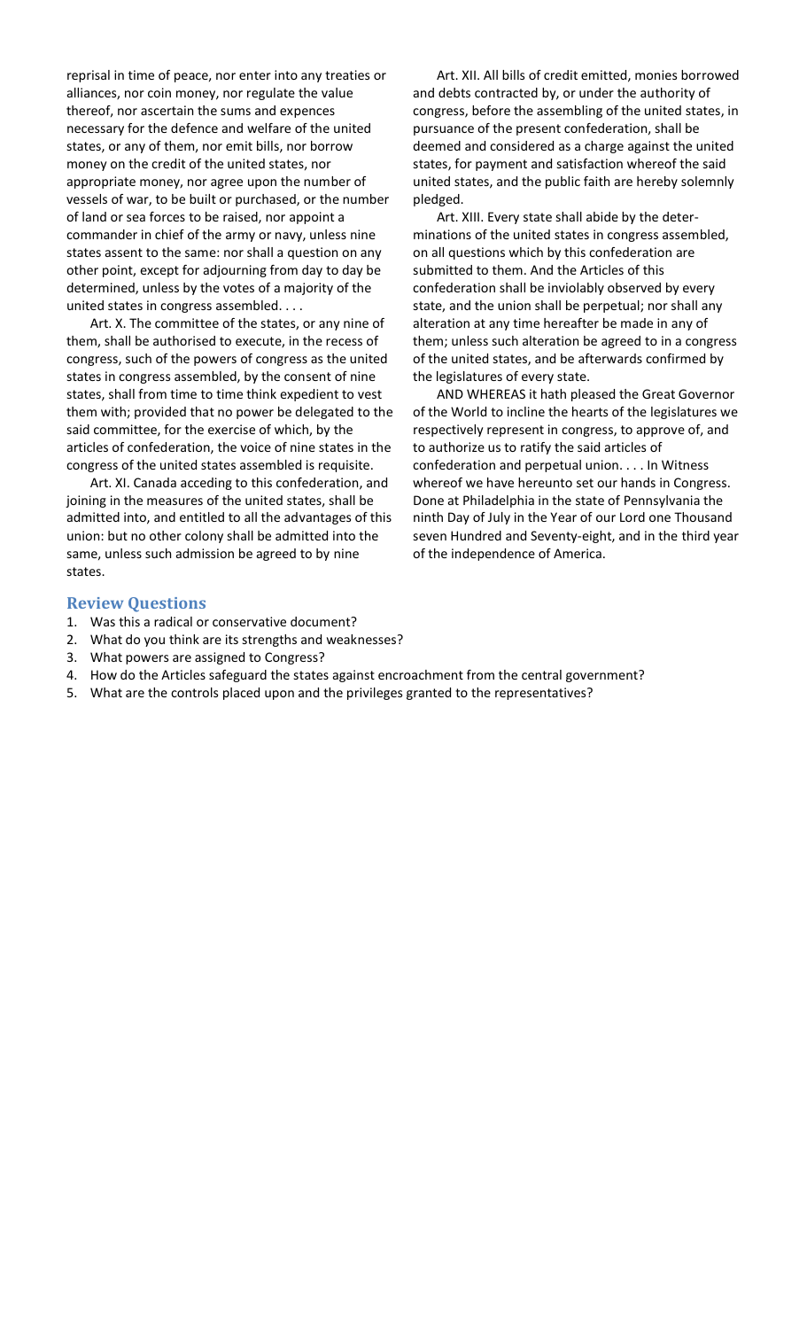reprisal in time of peace, nor enter into any treaties or alliances, nor coin money, nor regulate the value thereof, nor ascertain the sums and expences necessary for the defence and welfare of the united states, or any of them, nor emit bills, nor borrow money on the credit of the united states, nor appropriate money, nor agree upon the number of vessels of war, to be built or purchased, or the number of land or sea forces to be raised, nor appoint a commander in chief of the army or navy, unless nine states assent to the same: nor shall a question on any other point, except for adjourning from day to day be determined, unless by the votes of a majority of the united states in congress assembled. . . .

Art. X. The committee of the states, or any nine of them, shall be authorised to execute, in the recess of congress, such of the powers of congress as the united states in congress assembled, by the consent of nine states, shall from time to time think expedient to vest them with; provided that no power be delegated to the said committee, for the exercise of which, by the articles of confederation, the voice of nine states in the congress of the united states assembled is requisite.

Art. XI. Canada acceding to this confederation, and joining in the measures of the united states, shall be admitted into, and entitled to all the advantages of this union: but no other colony shall be admitted into the same, unless such admission be agreed to by nine states.

Art. XII. All bills of credit emitted, monies borrowed and debts contracted by, or under the authority of congress, before the assembling of the united states, in pursuance of the present confederation, shall be deemed and considered as a charge against the united states, for payment and satisfaction whereof the said united states, and the public faith are hereby solemnly pledged.

Art. XIII. Every state shall abide by the determinations of the united states in congress assembled, on all questions which by this confederation are submitted to them. And the Articles of this confederation shall be inviolably observed by every state, and the union shall be perpetual; nor shall any alteration at any time hereafter be made in any of them; unless such alteration be agreed to in a congress of the united states, and be afterwards confirmed by the legislatures of every state.

AND WHEREAS it hath pleased the Great Governor of the World to incline the hearts of the legislatures we respectively represent in congress, to approve of, and to authorize us to ratify the said articles of confederation and perpetual union. . . . In Witness whereof we have hereunto set our hands in Congress. Done at Philadelphia in the state of Pennsylvania the ninth Day of July in the Year of our Lord one Thousand seven Hundred and Seventy-eight, and in the third year of the independence of America.

## Review Questions

1. Was this a radical or conservative document?
2. What do you think are its strengths and weaknesses?
3. What powers are assigned to Congress?
4. How do the Articles safeguard the states against encroachment from the central government?
5. What are the controls placed upon and the privileges granted to the representatives?